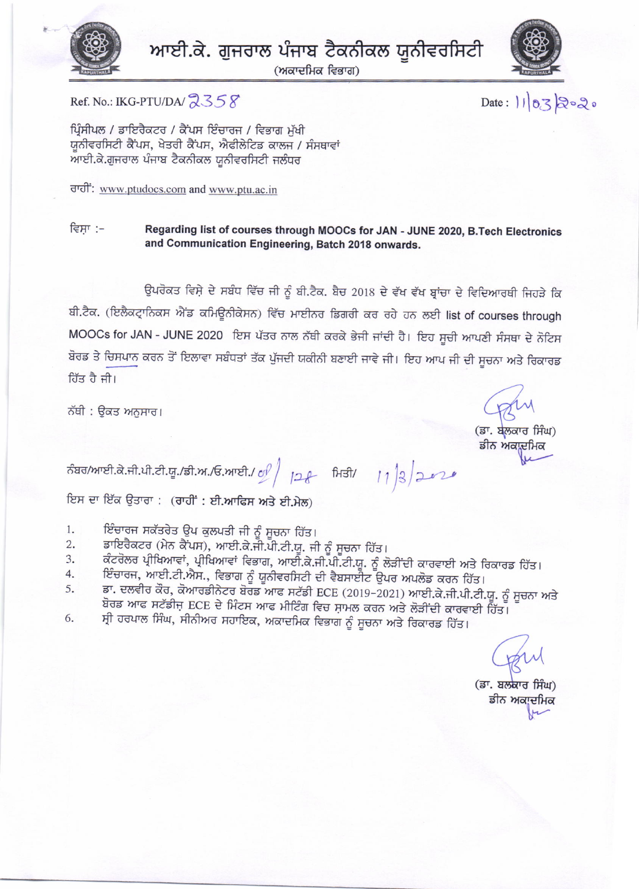# ਆਈ.ਕੇ. ਗੁਜਰਾਲ ਪੰਜਾਬ ਟੈਕਨੀਕਲ ਯੂਨੀਵਰਸਿਟੀ

(ਅਕਾਦਮਿਕ ਵਿਭਾਗ)

Ref. No.: IKG-PTU/DA/ 2358

Date : 11|03|2020

ਪ੍ਰਿੰਸੀਪਲ / ਡਾਇਰੈਕਟਰ / ਕੈਂਪਸ ਇੰਚਾਰਜ / ਵਿਭਾਗ ਮੁੱਖੀ
ਯੂਨੀਵਰਸਿਟੀ ਕੈਂਪਸ, ਖੇਤਰੀ ਕੈਂਪਸ, ਐਫੀਲੇਟਿਡ ਕਾਲਜ / ਸੰਸਥਾਵਾਂ
ਆਈ.ਕੇ.ਗੁਜਰਾਲ ਪੰਜਾਬ ਟੈਕਨੀਕਲ ਯੂਨੀਵਰਸਿਟੀ ਜਲੰਧਰ

ਰਾਹੀਂ: www.ptudocs.com and www.ptu.ac.in

ਵਿਸ਼ਾ :- **Regarding list of courses through MOOCs for JAN - JUNE 2020, B.Tech Electronics and Communication Engineering, Batch 2018 onwards.**

ਉਪਰੋਕਤ ਵਿਸ਼ੇ ਦੇ ਸਬੰਧ ਵਿੱਚ ਜੀ ਨੂੰ ਬੀ.ਟੈਕ. ਬੈਚ 2018 ਦੇ ਵੱਖ ਵੱਖ ਬ੍ਰਾਂਚਾ ਦੇ ਵਿਦਿਆਰਥੀ ਜਿਹੜੇ ਕਿ ਬੀ.ਟੈਕ. (ਇਲੈਕਟ੍ਰਾਨਿਕਸ ਐਂਡ ਕਮਿਊਨੀਕੇਸਨ) ਵਿੱਚ ਮਾਈਨਰ ਡਿਗਰੀ ਕਰ ਰਹੇ ਹਨ ਲਈ list of courses through MOOCs for JAN - JUNE 2020 ਇਸ ਪੱਤਰ ਨਾਲ ਨੱਥੀ ਕਰਕੇ ਭੇਜੀ ਜਾਂਦੀ ਹੈ। ਇਹ ਸੂਚੀ ਆਪਣੀ ਸੰਸਥਾ ਦੇ ਨੋਟਿਸ ਬੋਰਡ ਤੇ ਚਿਸਪਾਨ ਕਰਨ ਤੋਂ ਇਲਾਵਾ ਸਬੰਧਤਾਂ ਤੱਕ ਪੁੱਜਦੀ ਯਕੀਨੀ ਬਣਾਈ ਜਾਵੇ ਜੀ। ਇਹ ਆਪ ਜੀ ਦੀ ਸੂਚਨਾ ਅਤੇ ਰਿਕਾਰਡ ਹਿੱਤ ਹੈ ਜੀ।

ਨੱਥੀ : ਉਕਤ ਅਨੁਸਾਰ।

(ਡਾ. ਬਲਕਾਰ ਸਿੰਘ)
ਡੀਨ ਅਕਾਦਮਿਕ

ਨੰਬਰ/ਆਈ.ਕੇ.ਜੀ.ਪੀ.ਟੀ.ਯੂ./ਡੀ.ਅ./ਓ.ਆਈ./ 01/128 ਮਿਤੀ/ 11/3/2020

ਇਸ ਦਾ ਇੱਕ ਉਤਾਰਾ : (ਰਾਹੀਂ : ਈ.ਆਫਿਸ ਅਤੇ ਈ.ਮੇਲ)

1. ਇੰਚਾਰਜ ਸਕੱਤਰੇਤ ਉਪ ਕੁਲਪਤੀ ਜੀ ਨੂੰ ਸੂਚਨਾ ਹਿੱਤ।
2. ਡਾਇਰੈਕਟਰ (ਮੇਨ ਕੈਂਪਸ), ਆਈ.ਕੇ.ਜੀ.ਪੀ.ਟੀ.ਯੂ. ਜੀ ਨੂੰ ਸੂਚਨਾ ਹਿੱਤ।
3. ਕੰਟਰੋਲਰ ਪ੍ਰੀਖਿਆਵਾਂ, ਪ੍ਰੀਖਿਆਵਾਂ ਵਿਭਾਗ, ਆਈ.ਕੇ.ਜੀ.ਪੀ.ਟੀ.ਯੂ. ਨੂੰ ਲੋੜੀਂਦੀ ਕਾਰਵਾਈ ਅਤੇ ਰਿਕਾਰਡ ਹਿੱਤ।
4. ਇੰਚਾਰਜ, ਆਈ.ਟੀ.ਐਸ., ਵਿਭਾਗ ਨੂੰ ਯੂਨੀਵਰਸਿਟੀ ਦੀ ਵੈਬਸਾਈਟ ਉਪਰ ਅਪਲੋਡ ਕਰਨ ਹਿੱਤ।
5. ਡਾ. ਦਲਵੀਰ ਕੌਰ, ਕੋਆਰਡੀਨੇਟਰ ਬੋਰਡ ਆਫ ਸਟੱਡੀ ECE (2019-2021) ਆਈ.ਕੇ.ਜੀ.ਪੀ.ਟੀ.ਯੂ. ਨੂੰ ਸੂਚਨਾ ਅਤੇ ਬੋਰਡ ਆਫ ਸਟੱਡੀਜ਼ ECE ਦੇ ਮਿੰਟਸ ਆਫ ਮੀਟਿੰਗ ਵਿਚ ਸ਼ਾਮਲ ਕਰਨ ਅਤੇ ਲੋੜੀਂਦੀ ਕਾਰਵਾਈ ਹਿੱਤ।
6. ਸ੍ਰੀ ਹਰਪਾਲ ਸਿੰਘ, ਸੀਨੀਅਰ ਸਹਾਇਕ, ਅਕਾਦਮਿਕ ਵਿਭਾਗ ਨੂੰ ਸੂਚਨਾ ਅਤੇ ਰਿਕਾਰਡ ਹਿੱਤ।

(ਡਾ. ਬਲਕਾਰ ਸਿੰਘ)
ਡੀਨ ਅਕਾਦਮਿਕ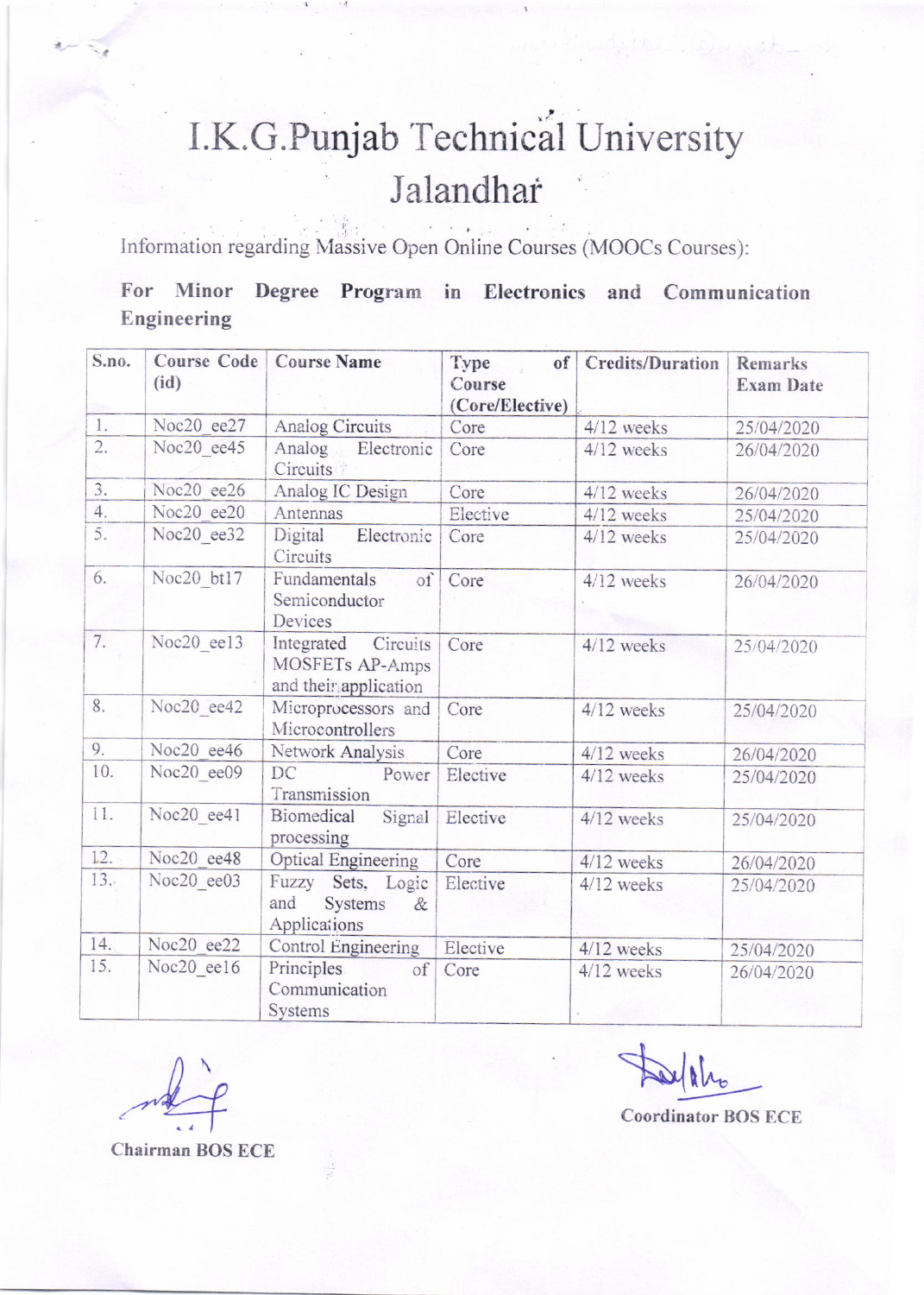# I.K.G.Punjab Technical University Jalandhar

Information regarding Massive Open Online Courses (MOOCs Courses):

**For Minor Degree Program in Electronics and Communication Engineering**

| S.no. | Course Code (id) | Course Name | Type of Course (Core/Elective) | Credits/Duration | Remarks Exam Date |
|---|---|---|---|---|---|
| 1. | Noc20_ee27 | Analog Circuits | Core | 4/12 weeks | 25/04/2020 |
| 2. | Noc20_ee45 | Analog Electronic Circuits | Core | 4/12 weeks | 26/04/2020 |
| 3. | Noc20_ee26 | Analog IC Design | Core | 4/12 weeks | 26/04/2020 |
| 4. | Noc20_ee20 | Antennas | Elective | 4/12 weeks | 25/04/2020 |
| 5. | Noc20_ee32 | Digital Electronic Circuits | Core | 4/12 weeks | 25/04/2020 |
| 6. | Noc20_bt17 | Fundamentals of Semiconductor Devices | Core | 4/12 weeks | 26/04/2020 |
| 7. | Noc20_ee13 | Integrated Circuits MOSFETs AP-Amps and their application | Core | 4/12 weeks | 25/04/2020 |
| 8. | Noc20_ee42 | Microprocessors and Microcontrollers | Core | 4/12 weeks | 25/04/2020 |
| 9. | Noc20_ee46 | Network Analysis | Core | 4/12 weeks | 26/04/2020 |
| 10. | Noc20_ee09 | DC Power Transmission | Elective | 4/12 weeks | 25/04/2020 |
| 11. | Noc20_ee41 | Biomedical Signal processing | Elective | 4/12 weeks | 25/04/2020 |
| 12. | Noc20_ee48 | Optical Engineering | Core | 4/12 weeks | 26/04/2020 |
| 13. | Noc20_ee03 | Fuzzy Sets, Logic and Systems & Applications | Elective | 4/12 weeks | 25/04/2020 |
| 14. | Noc20_ee22 | Control Engineering | Elective | 4/12 weeks | 25/04/2020 |
| 15. | Noc20_ee16 | Principles of Communication Systems | Core | 4/12 weeks | 26/04/2020 |

Chairman BOS ECE

Coordinator BOS ECE